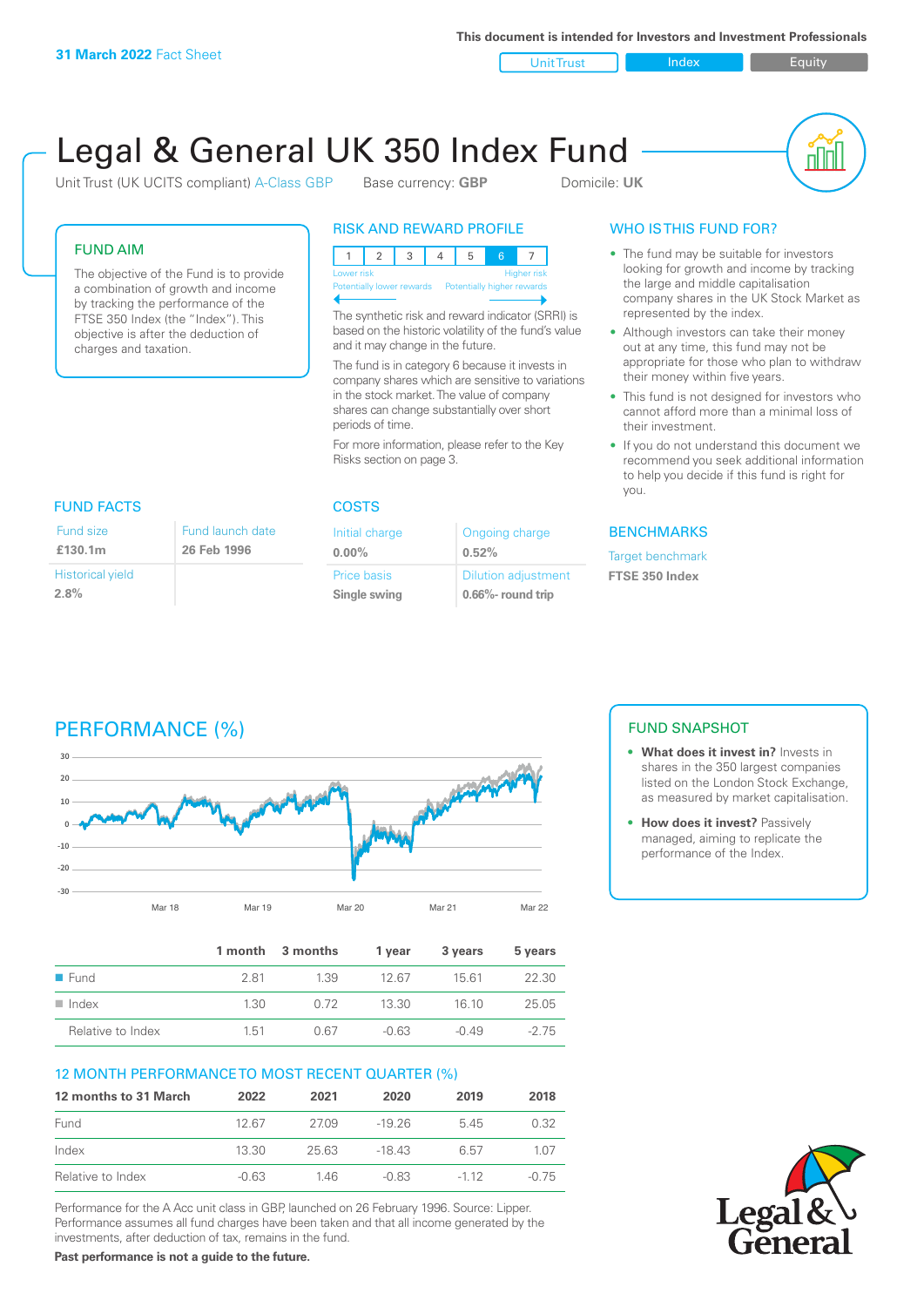31 March 2022 Fact Sheet

This document is intended for Investors and Investment Professionals

Unit Trust | Index | Equity

# Legal & General UK 350 Index Fund

Unit Trust (UK UCITS compliant) A-Class GBP     Base currency: **GBP**     Domicile: **UK**

## FUND AIM

The objective of the Fund is to provide a combination of growth and income by tracking the performance of the FTSE 350 Index (the "Index"). This objective is after the deduction of charges and taxation.

## RISK AND REWARD PROFILE

| 1 | 2 | 3 | 4 | 5 | 6 | 7 |
|---|---|---|---|---|---|---|

Lower risk — Potentially lower rewards | Higher risk — Potentially higher rewards

The synthetic risk and reward indicator (SRRI) is based on the historic volatility of the fund's value and it may change in the future.

The fund is in category 6 because it invests in company shares which are sensitive to variations in the stock market. The value of company shares can change substantially over short periods of time.

For more information, please refer to the Key Risks section on page 3.

## WHO IS THIS FUND FOR?

- The fund may be suitable for investors looking for growth and income by tracking the large and middle capitalisation company shares in the UK Stock Market as represented by the index.
- Although investors can take their money out at any time, this fund may not be appropriate for those who plan to withdraw their money within five years.
- This fund is not designed for investors who cannot afford more than a minimal loss of their investment.
- If you do not understand this document we recommend you seek additional information to help you decide if this fund is right for you.

## FUND FACTS

| Fund size | Fund launch date |
|---|---|
| **£130.1m** | **26 Feb 1996** |
| Historical yield | |
| **2.8%** | |

## COSTS

| Initial charge | Ongoing charge |
|---|---|
| **0.00%** | **0.52%** |
| Price basis | Dilution adjustment |
| **Single swing** | **0.66%- round trip** |

## BENCHMARKS

Target benchmark

**FTSE 350 Index**

## PERFORMANCE (%)

|  | 1 month | 3 months | 1 year | 3 years | 5 years |
|---|---|---|---|---|---|
| Fund | 2.81 | 1.39 | 12.67 | 15.61 | 22.30 |
| Index | 1.30 | 0.72 | 13.30 | 16.10 | 25.05 |
| Relative to Index | 1.51 | 0.67 | -0.63 | -0.49 | -2.75 |

## FUND SNAPSHOT

- **What does it invest in?** Invests in shares in the 350 largest companies listed on the London Stock Exchange, as measured by market capitalisation.
- **How does it invest?** Passively managed, aiming to replicate the performance of the Index.

## 12 MONTH PERFORMANCE TO MOST RECENT QUARTER (%)

| 12 months to 31 March | 2022 | 2021 | 2020 | 2019 | 2018 |
|---|---|---|---|---|---|
| Fund | 12.67 | 27.09 | -19.26 | 5.45 | 0.32 |
| Index | 13.30 | 25.63 | -18.43 | 6.57 | 1.07 |
| Relative to Index | -0.63 | 1.46 | -0.83 | -1.12 | -0.75 |

Performance for the A Acc unit class in GBP, launched on 26 February 1996. Source: Lipper. Performance assumes all fund charges have been taken and that all income generated by the investments, after deduction of tax, remains in the fund.

**Past performance is not a guide to the future.**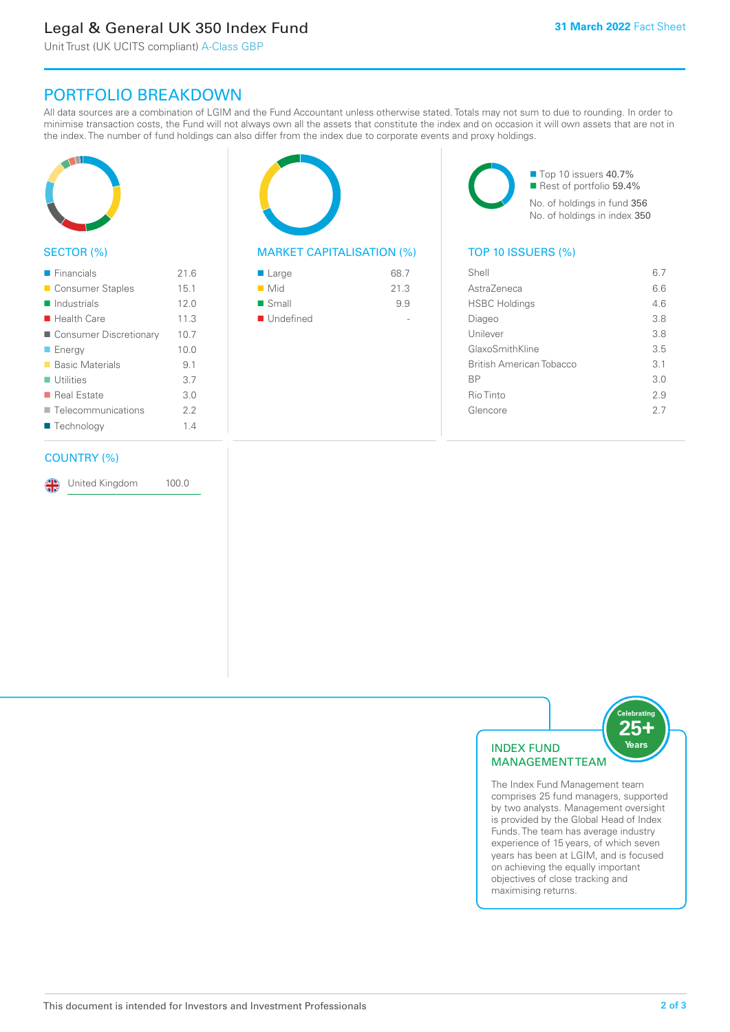# Legal & General UK 350 Index Fund

Unit Trust (UK UCITS compliant) A-Class GBP

**31 March 2022** Fact Sheet

## PORTFOLIO BREAKDOWN

All data sources are a combination of LGIM and the Fund Accountant unless otherwise stated. Totals may not sum to due to rounding. In order to minimise transaction costs, the Fund will not always own all the assets that constitute the index and on occasion it will own assets that are not in the index. The number of fund holdings can also differ from the index due to corporate events and proxy holdings.

### SECTOR (%)

| Sector | % |
|---|---|
| Financials | 21.6 |
| Consumer Staples | 15.1 |
| Industrials | 12.0 |
| Health Care | 11.3 |
| Consumer Discretionary | 10.7 |
| Energy | 10.0 |
| Basic Materials | 9.1 |
| Utilities | 3.7 |
| Real Estate | 3.0 |
| Telecommunications | 2.2 |
| Technology | 1.4 |

### MARKET CAPITALISATION (%)

| Market Capitalisation | % |
|---|---|
| Large | 68.7 |
| Mid | 21.3 |
| Small | 9.9 |
| Undefined | - |

Top 10 issuers 40.7%
Rest of portfolio 59.4%
No. of holdings in fund 356
No. of holdings in index 350

### TOP 10 ISSUERS (%)

| Issuer | % |
|---|---|
| Shell | 6.7 |
| AstraZeneca | 6.6 |
| HSBC Holdings | 4.6 |
| Diageo | 3.8 |
| Unilever | 3.8 |
| GlaxoSmithKline | 3.5 |
| British American Tobacco | 3.1 |
| BP | 3.0 |
| Rio Tinto | 2.9 |
| Glencore | 2.7 |

### COUNTRY (%)

| Country | % |
|---|---|
| United Kingdom | 100.0 |

### INDEX FUND MANAGEMENT TEAM

Celebrating 25+ Years

The Index Fund Management team comprises 25 fund managers, supported by two analysts. Management oversight is provided by the Global Head of Index Funds. The team has average industry experience of 15 years, of which seven years has been at LGIM, and is focused on achieving the equally important objectives of close tracking and maximising returns.

This document is intended for Investors and Investment Professionals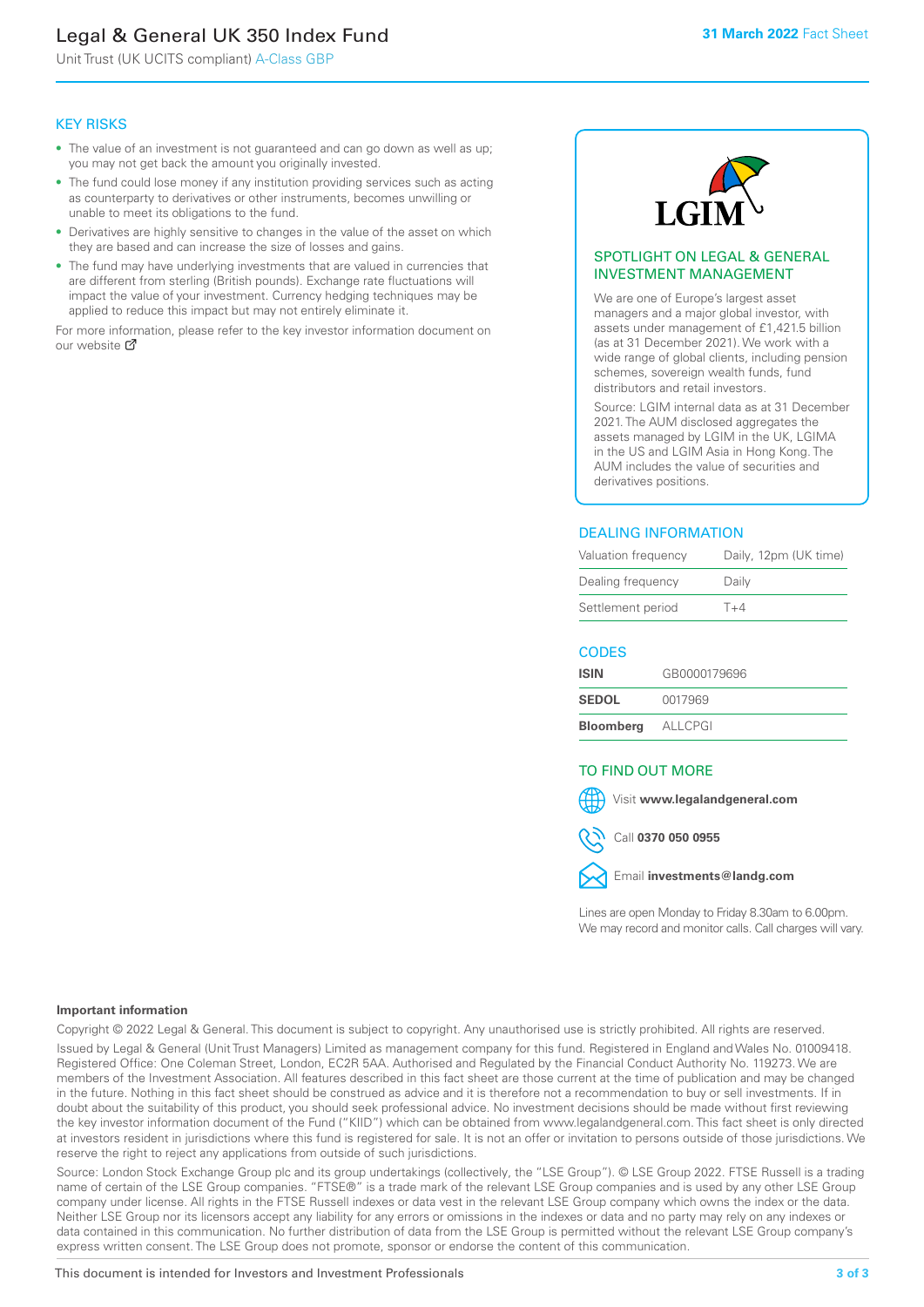## KEY RISKS

- The value of an investment is not guaranteed and can go down as well as up; you may not get back the amount you originally invested.
- The fund could lose money if any institution providing services such as acting as counterparty to derivatives or other instruments, becomes unwilling or unable to meet its obligations to the fund.
- Derivatives are highly sensitive to changes in the value of the asset on which they are based and can increase the size of losses and gains.
- The fund may have underlying investments that are valued in currencies that are different from sterling (British pounds). Exchange rate fluctuations will impact the value of your investment. Currency hedging techniques may be applied to reduce this impact but may not entirely eliminate it.

For more information, please refer to the key investor information document on our website

## SPOTLIGHT ON LEGAL & GENERAL INVESTMENT MANAGEMENT

We are one of Europe's largest asset managers and a major global investor, with assets under management of £1,421.5 billion (as at 31 December 2021). We work with a wide range of global clients, including pension schemes, sovereign wealth funds, fund distributors and retail investors.

Source: LGIM internal data as at 31 December 2021. The AUM disclosed aggregates the assets managed by LGIM in the UK, LGIMA in the US and LGIM Asia in Hong Kong. The AUM includes the value of securities and derivatives positions.

## DEALING INFORMATION

| | |
|---|---|
| Valuation frequency | Daily, 12pm (UK time) |
| Dealing frequency | Daily |
| Settlement period | T+4 |

## CODES

| | |
|---|---|
| **ISIN** | GB0000179696 |
| **SEDOL** | 0017969 |
| **Bloomberg** | ALLCPGI |

## TO FIND OUT MORE

Visit **www.legalandgeneral.com**

Call **0370 050 0955**

Email **investments@landg.com**

Lines are open Monday to Friday 8.30am to 6.00pm. We may record and monitor calls. Call charges will vary.

**Important information**

Copyright © 2022 Legal & General. This document is subject to copyright. Any unauthorised use is strictly prohibited. All rights are reserved.

Issued by Legal & General (Unit Trust Managers) Limited as management company for this fund. Registered in England and Wales No. 01009418. Registered Office: One Coleman Street, London, EC2R 5AA. Authorised and Regulated by the Financial Conduct Authority No. 119273. We are members of the Investment Association. All features described in this fact sheet are those current at the time of publication and may be changed in the future. Nothing in this fact sheet should be construed as advice and it is therefore not a recommendation to buy or sell investments. If in doubt about the suitability of this product, you should seek professional advice. No investment decisions should be made without first reviewing the key investor information document of the Fund ("KIID") which can be obtained from www.legalandgeneral.com. This fact sheet is only directed at investors resident in jurisdictions where this fund is registered for sale. It is not an offer or invitation to persons outside of those jurisdictions. We reserve the right to reject any applications from outside of such jurisdictions.

Source: London Stock Exchange Group plc and its group undertakings (collectively, the "LSE Group"). © LSE Group 2022. FTSE Russell is a trading name of certain of the LSE Group companies. "FTSE®" is a trade mark of the relevant LSE Group companies and is used by any other LSE Group company under license. All rights in the FTSE Russell indexes or data vest in the relevant LSE Group company which owns the index or the data. Neither LSE Group nor its licensors accept any liability for any errors or omissions in the indexes or data and no party may rely on any indexes or data contained in this communication. No further distribution of data from the LSE Group is permitted without the relevant LSE Group company's express written consent. The LSE Group does not promote, sponsor or endorse the content of this communication.